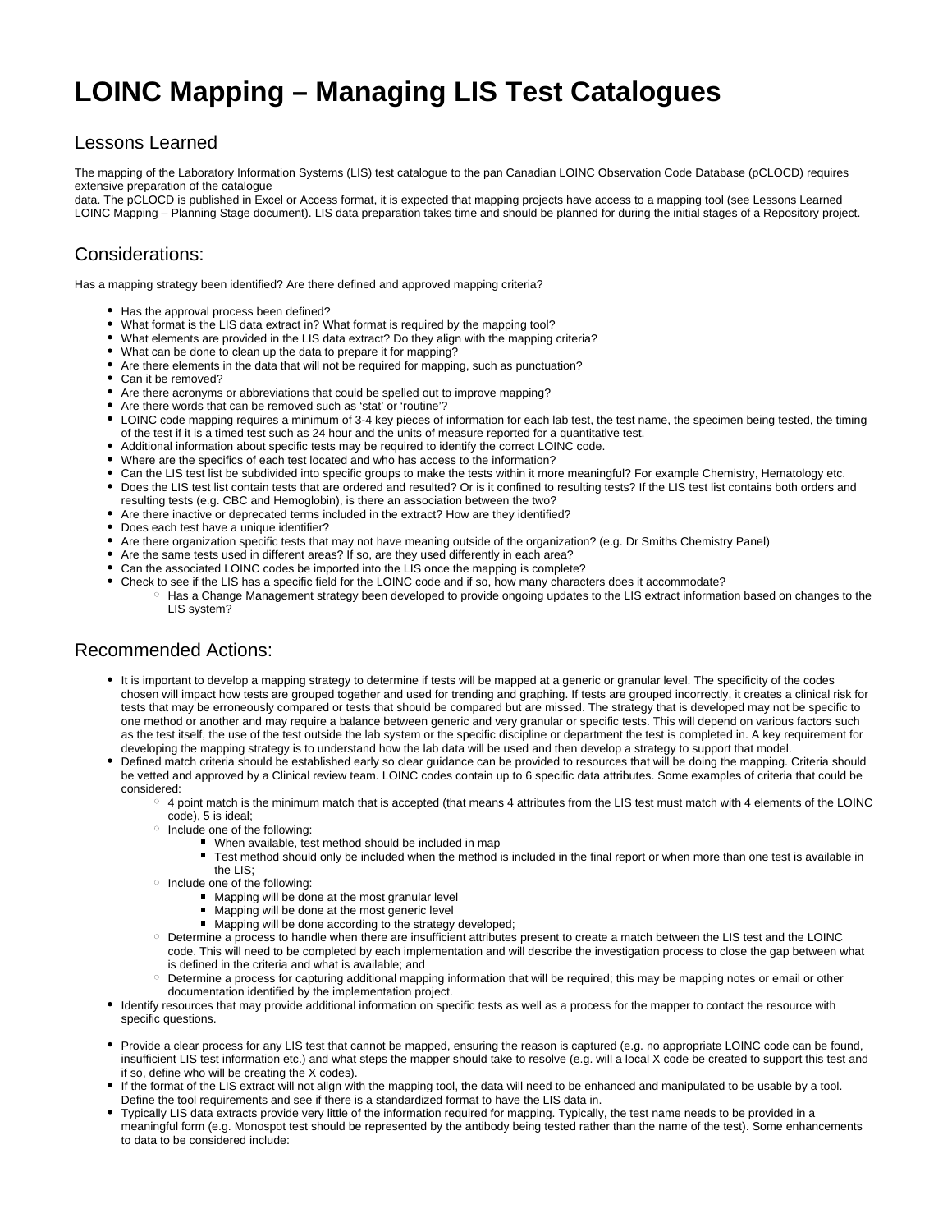# LOINC Mapping – Managing LIS Test Catalogues

## Lessons Learned

The mapping of the Laboratory Information Systems (LIS) test catalogue to the pan Canadian LOINC Observation Code Database (pCLOCD) requires extensive preparation of the catalogue
data. The pCLOCD is published in Excel or Access format, it is expected that mapping projects have access to a mapping tool (see Lessons Learned LOINC Mapping – Planning Stage document). LIS data preparation takes time and should be planned for during the initial stages of a Repository project.

## Considerations:

Has a mapping strategy been identified? Are there defined and approved mapping criteria?

- Has the approval process been defined?
- What format is the LIS data extract in? What format is required by the mapping tool?
- What elements are provided in the LIS data extract? Do they align with the mapping criteria?
- What can be done to clean up the data to prepare it for mapping?
- Are there elements in the data that will not be required for mapping, such as punctuation?
- Can it be removed?
- Are there acronyms or abbreviations that could be spelled out to improve mapping?
- Are there words that can be removed such as 'stat' or 'routine'?
- LOINC code mapping requires a minimum of 3-4 key pieces of information for each lab test, the test name, the specimen being tested, the timing of the test if it is a timed test such as 24 hour and the units of measure reported for a quantitative test.
- Additional information about specific tests may be required to identify the correct LOINC code.
- Where are the specifics of each test located and who has access to the information?
- Can the LIS test list be subdivided into specific groups to make the tests within it more meaningful? For example Chemistry, Hematology etc.
- Does the LIS test list contain tests that are ordered and resulted? Or is it confined to resulting tests? If the LIS test list contains both orders and resulting tests (e.g. CBC and Hemoglobin), is there an association between the two?
- Are there inactive or deprecated terms included in the extract? How are they identified?
- Does each test have a unique identifier?
- Are there organization specific tests that may not have meaning outside of the organization? (e.g. Dr Smiths Chemistry Panel)
- Are the same tests used in different areas? If so, are they used differently in each area?
- Can the associated LOINC codes be imported into the LIS once the mapping is complete?
- Check to see if the LIS has a specific field for the LOINC code and if so, how many characters does it accommodate?
  - Has a Change Management strategy been developed to provide ongoing updates to the LIS extract information based on changes to the LIS system?

## Recommended Actions:

- It is important to develop a mapping strategy to determine if tests will be mapped at a generic or granular level. The specificity of the codes chosen will impact how tests are grouped together and used for trending and graphing. If tests are grouped incorrectly, it creates a clinical risk for tests that may be erroneously compared or tests that should be compared but are missed. The strategy that is developed may not be specific to one method or another and may require a balance between generic and very granular or specific tests. This will depend on various factors such as the test itself, the use of the test outside the lab system or the specific discipline or department the test is completed in. A key requirement for developing the mapping strategy is to understand how the lab data will be used and then develop a strategy to support that model.
- Defined match criteria should be established early so clear guidance can be provided to resources that will be doing the mapping. Criteria should be vetted and approved by a Clinical review team. LOINC codes contain up to 6 specific data attributes. Some examples of criteria that could be considered:
  - 4 point match is the minimum match that is accepted (that means 4 attributes from the LIS test must match with 4 elements of the LOINC code), 5 is ideal;
  - Include one of the following:
    - When available, test method should be included in map
    - Test method should only be included when the method is included in the final report or when more than one test is available in the LIS;
  - Include one of the following:
    - Mapping will be done at the most granular level
    - Mapping will be done at the most generic level
    - Mapping will be done according to the strategy developed;
  - Determine a process to handle when there are insufficient attributes present to create a match between the LIS test and the LOINC code. This will need to be completed by each implementation and will describe the investigation process to close the gap between what is defined in the criteria and what is available; and
  - Determine a process for capturing additional mapping information that will be required; this may be mapping notes or email or other documentation identified by the implementation project.
- Identify resources that may provide additional information on specific tests as well as a process for the mapper to contact the resource with specific questions.
- Provide a clear process for any LIS test that cannot be mapped, ensuring the reason is captured (e.g. no appropriate LOINC code can be found, insufficient LIS test information etc.) and what steps the mapper should take to resolve (e.g. will a local X code be created to support this test and if so, define who will be creating the X codes).
- If the format of the LIS extract will not align with the mapping tool, the data will need to be enhanced and manipulated to be usable by a tool. Define the tool requirements and see if there is a standardized format to have the LIS data in.
- Typically LIS data extracts provide very little of the information required for mapping. Typically, the test name needs to be provided in a meaningful form (e.g. Monospot test should be represented by the antibody being tested rather than the name of the test). Some enhancements to data to be considered include: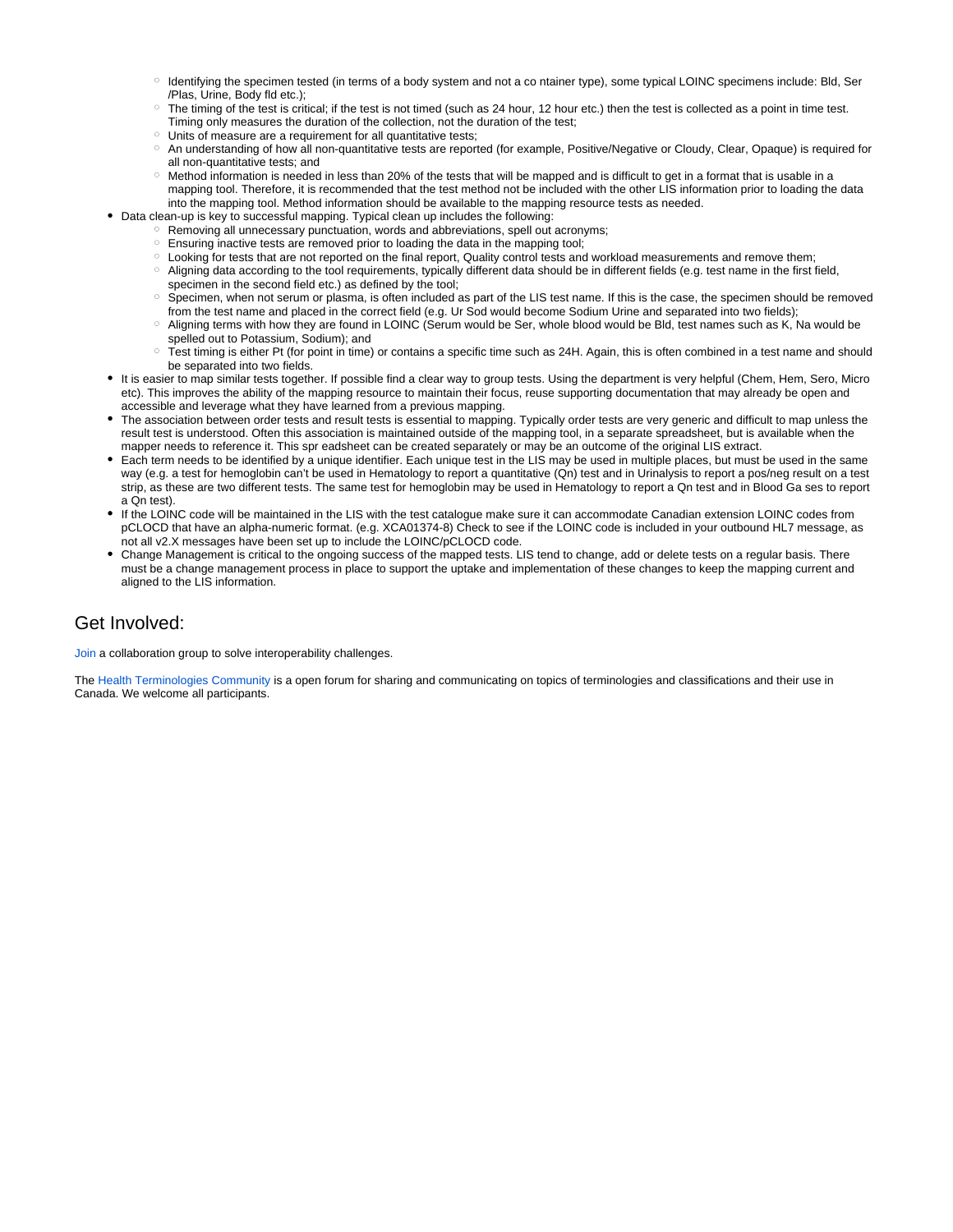- Identifying the specimen tested (in terms of a body system and not a container type), some typical LOINC specimens include: Bld, Ser/Plas, Urine, Body fld etc.);
    - The timing of the test is critical; if the test is not timed (such as 24 hour, 12 hour etc.) then the test is collected as a point in time test. Timing only measures the duration of the collection, not the duration of the test;
    - Units of measure are a requirement for all quantitative tests;
    - An understanding of how all non-quantitative tests are reported (for example, Positive/Negative or Cloudy, Clear, Opaque) is required for all non-quantitative tests; and
    - Method information is needed in less than 20% of the tests that will be mapped and is difficult to get in a format that is usable in a mapping tool. Therefore, it is recommended that the test method not be included with the other LIS information prior to loading the data into the mapping tool. Method information should be available to the mapping resource tests as needed.
- Data clean-up is key to successful mapping. Typical clean up includes the following:
    - Removing all unnecessary punctuation, words and abbreviations, spell out acronyms;
    - Ensuring inactive tests are removed prior to loading the data in the mapping tool;
    - Looking for tests that are not reported on the final report, Quality control tests and workload measurements and remove them;
    - Aligning data according to the tool requirements, typically different data should be in different fields (e.g. test name in the first field, specimen in the second field etc.) as defined by the tool;
    - Specimen, when not serum or plasma, is often included as part of the LIS test name. If this is the case, the specimen should be removed from the test name and placed in the correct field (e.g. Ur Sod would become Sodium Urine and separated into two fields);
    - Aligning terms with how they are found in LOINC (Serum would be Ser, whole blood would be Bld, test names such as K, Na would be spelled out to Potassium, Sodium); and
    - Test timing is either Pt (for point in time) or contains a specific time such as 24H. Again, this is often combined in a test name and should be separated into two fields.
- It is easier to map similar tests together. If possible find a clear way to group tests. Using the department is very helpful (Chem, Hem, Sero, Micro etc). This improves the ability of the mapping resource to maintain their focus, reuse supporting documentation that may already be open and accessible and leverage what they have learned from a previous mapping.
- The association between order tests and result tests is essential to mapping. Typically order tests are very generic and difficult to map unless the result test is understood. Often this association is maintained outside of the mapping tool, in a separate spreadsheet, but is available when the mapper needs to reference it. This spreadsheet can be created separately or may be an outcome of the original LIS extract.
- Each term needs to be identified by a unique identifier. Each unique test in the LIS may be used in multiple places, but must be used in the same way (e.g. a test for hemoglobin can't be used in Hematology to report a quantitative (Qn) test and in Urinalysis to report a pos/neg result on a test strip, as these are two different tests. The same test for hemoglobin may be used in Hematology to report a Qn test and in Blood Gases to report a Qn test).
- If the LOINC code will be maintained in the LIS with the test catalogue make sure it can accommodate Canadian extension LOINC codes from pCLOCD that have an alpha-numeric format. (e.g. XCA01374-8) Check to see if the LOINC code is included in your outbound HL7 message, as not all v2.X messages have been set up to include the LOINC/pCLOCD code.
- Change Management is critical to the ongoing success of the mapped tests. LIS tend to change, add or delete tests on a regular basis. There must be a change management process in place to support the uptake and implementation of these changes to keep the mapping current and aligned to the LIS information.

## Get Involved:

Join a collaboration group to solve interoperability challenges.

The Health Terminologies Community is a open forum for sharing and communicating on topics of terminologies and classifications and their use in Canada. We welcome all participants.